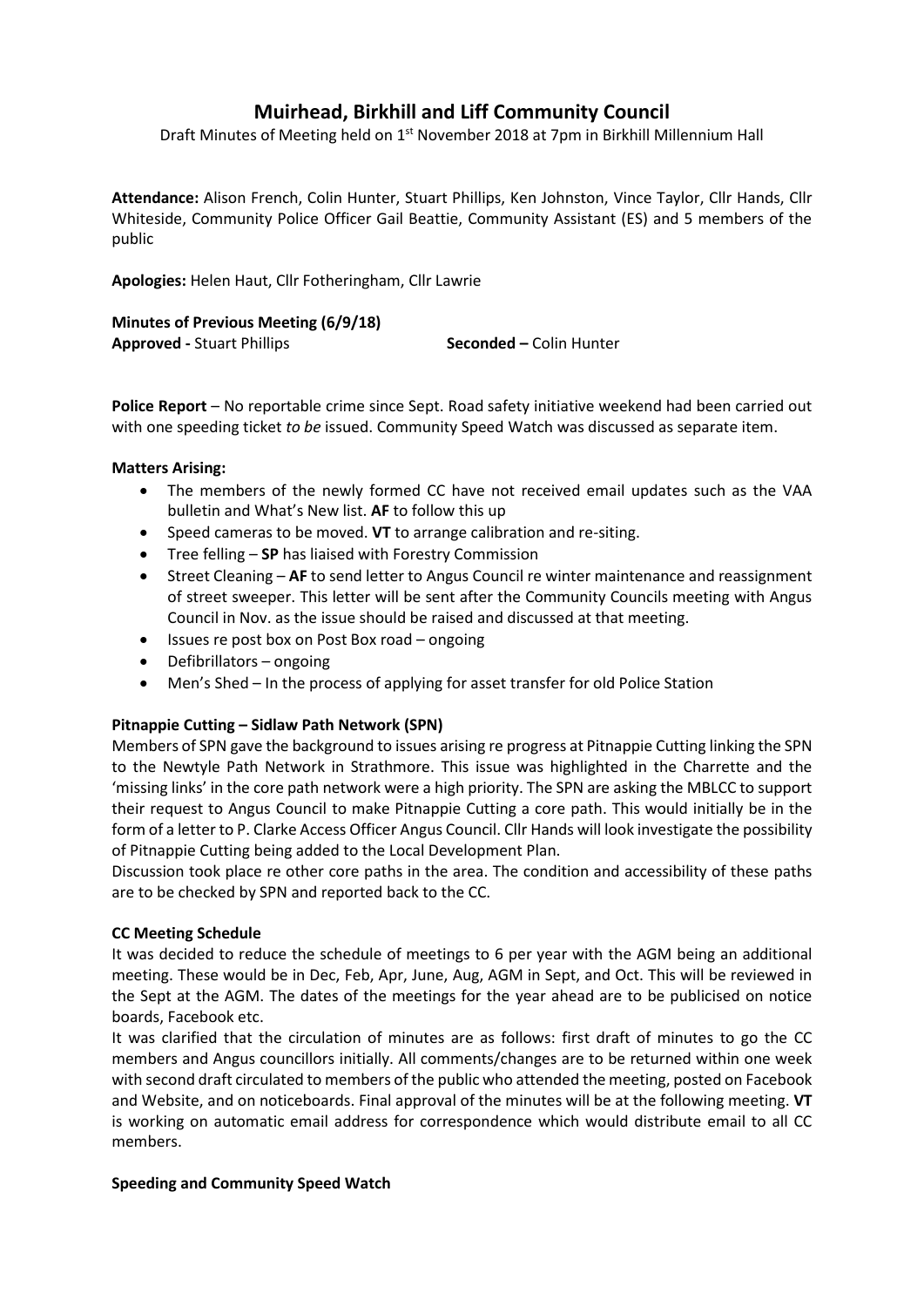# Muirhead, Birkhill and Liff Community Council

Draft Minutes of Meeting held on 1st November 2018 at 7pm in Birkhill Millennium Hall

**Attendance:** Alison French, Colin Hunter, Stuart Phillips, Ken Johnston, Vince Taylor, Cllr Hands, Cllr Whiteside, Community Police Officer Gail Beattie, Community Assistant (ES) and 5 members of the public

**Apologies:** Helen Haut, Cllr Fotheringham, Cllr Lawrie

**Minutes of Previous Meeting (6/9/18)**
**Approved -** Stuart Phillips **Seconded –** Colin Hunter

**Police Report** – No reportable crime since Sept. Road safety initiative weekend had been carried out with one speeding ticket *to be* issued. Community Speed Watch was discussed as separate item.

**Matters Arising:**

- The members of the newly formed CC have not received email updates such as the VAA bulletin and What's New list. **AF** to follow this up
- Speed cameras to be moved. **VT** to arrange calibration and re-siting.
- Tree felling – **SP** has liaised with Forestry Commission
- Street Cleaning – **AF** to send letter to Angus Council re winter maintenance and reassignment of street sweeper. This letter will be sent after the Community Councils meeting with Angus Council in Nov. as the issue should be raised and discussed at that meeting.
- Issues re post box on Post Box road – ongoing
- Defibrillators – ongoing
- Men's Shed – In the process of applying for asset transfer for old Police Station

**Pitnappie Cutting – Sidlaw Path Network (SPN)**

Members of SPN gave the background to issues arising re progress at Pitnappie Cutting linking the SPN to the Newtyle Path Network in Strathmore. This issue was highlighted in the Charrette and the 'missing links' in the core path network were a high priority. The SPN are asking the MBLCC to support their request to Angus Council to make Pitnappie Cutting a core path. This would initially be in the form of a letter to P. Clarke Access Officer Angus Council. Cllr Hands will look investigate the possibility of Pitnappie Cutting being added to the Local Development Plan.

Discussion took place re other core paths in the area. The condition and accessibility of these paths are to be checked by SPN and reported back to the CC.

**CC Meeting Schedule**

It was decided to reduce the schedule of meetings to 6 per year with the AGM being an additional meeting. These would be in Dec, Feb, Apr, June, Aug, AGM in Sept, and Oct. This will be reviewed in the Sept at the AGM. The dates of the meetings for the year ahead are to be publicised on notice boards, Facebook etc.

It was clarified that the circulation of minutes are as follows: first draft of minutes to go the CC members and Angus councillors initially. All comments/changes are to be returned within one week with second draft circulated to members of the public who attended the meeting, posted on Facebook and Website, and on noticeboards. Final approval of the minutes will be at the following meeting. **VT** is working on automatic email address for correspondence which would distribute email to all CC members.

**Speeding and Community Speed Watch**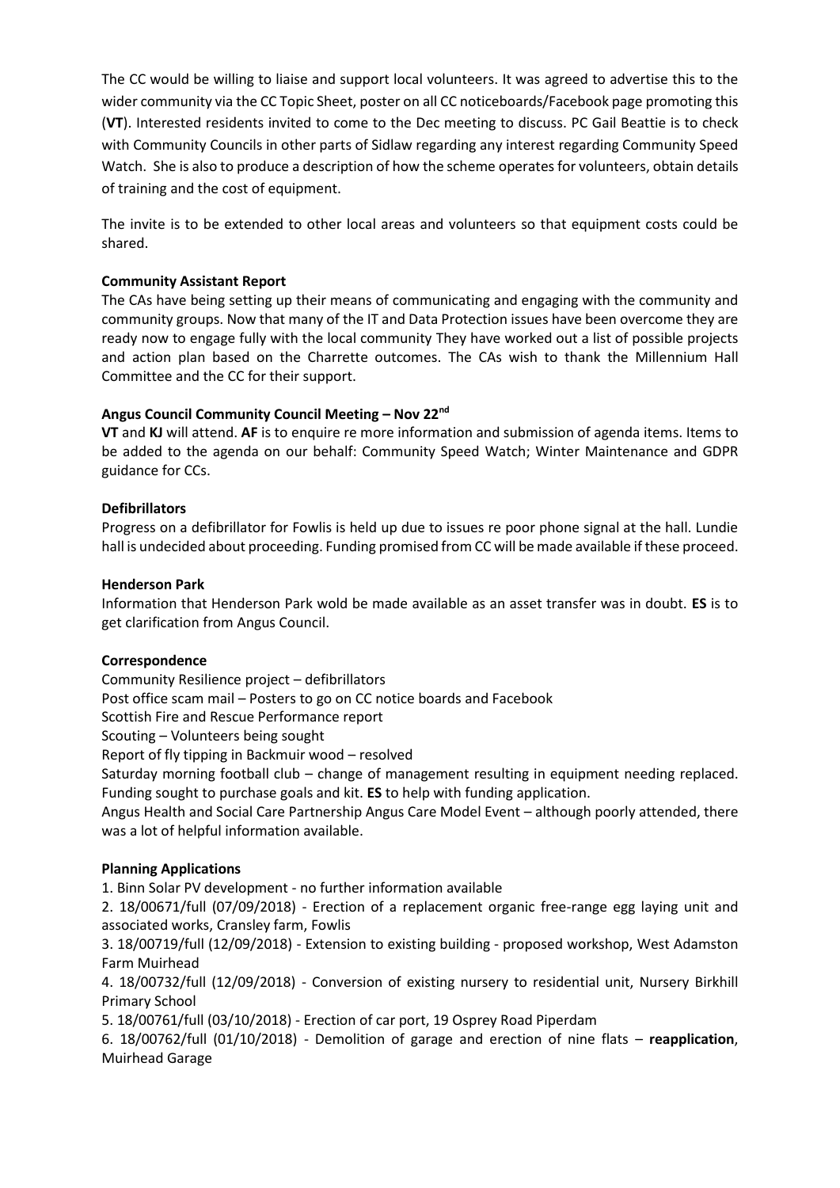The CC would be willing to liaise and support local volunteers. It was agreed to advertise this to the wider community via the CC Topic Sheet, poster on all CC noticeboards/Facebook page promoting this (**VT**). Interested residents invited to come to the Dec meeting to discuss. PC Gail Beattie is to check with Community Councils in other parts of Sidlaw regarding any interest regarding Community Speed Watch. She is also to produce a description of how the scheme operates for volunteers, obtain details of training and the cost of equipment.

The invite is to be extended to other local areas and volunteers so that equipment costs could be shared.

**Community Assistant Report**

The CAs have being setting up their means of communicating and engaging with the community and community groups. Now that many of the IT and Data Protection issues have been overcome they are ready now to engage fully with the local community They have worked out a list of possible projects and action plan based on the Charrette outcomes. The CAs wish to thank the Millennium Hall Committee and the CC for their support.

**Angus Council Community Council Meeting – Nov 22nd**

**VT** and **KJ** will attend. **AF** is to enquire re more information and submission of agenda items. Items to be added to the agenda on our behalf: Community Speed Watch; Winter Maintenance and GDPR guidance for CCs.

**Defibrillators**

Progress on a defibrillator for Fowlis is held up due to issues re poor phone signal at the hall. Lundie hall is undecided about proceeding. Funding promised from CC will be made available if these proceed.

**Henderson Park**

Information that Henderson Park wold be made available as an asset transfer was in doubt. **ES** is to get clarification from Angus Council.

**Correspondence**

Community Resilience project – defibrillators

Post office scam mail – Posters to go on CC notice boards and Facebook

Scottish Fire and Rescue Performance report

Scouting – Volunteers being sought

Report of fly tipping in Backmuir wood – resolved

Saturday morning football club – change of management resulting in equipment needing replaced. Funding sought to purchase goals and kit. **ES** to help with funding application.

Angus Health and Social Care Partnership Angus Care Model Event – although poorly attended, there was a lot of helpful information available.

**Planning Applications**

1. Binn Solar PV development - no further information available
2. 18/00671/full (07/09/2018) - Erection of a replacement organic free-range egg laying unit and associated works, Cransley farm, Fowlis
3. 18/00719/full (12/09/2018) - Extension to existing building - proposed workshop, West Adamston Farm Muirhead
4. 18/00732/full (12/09/2018) - Conversion of existing nursery to residential unit, Nursery Birkhill Primary School
5. 18/00761/full (03/10/2018) - Erection of car port, 19 Osprey Road Piperdam
6. 18/00762/full (01/10/2018) - Demolition of garage and erection of nine flats – **reapplication**, Muirhead Garage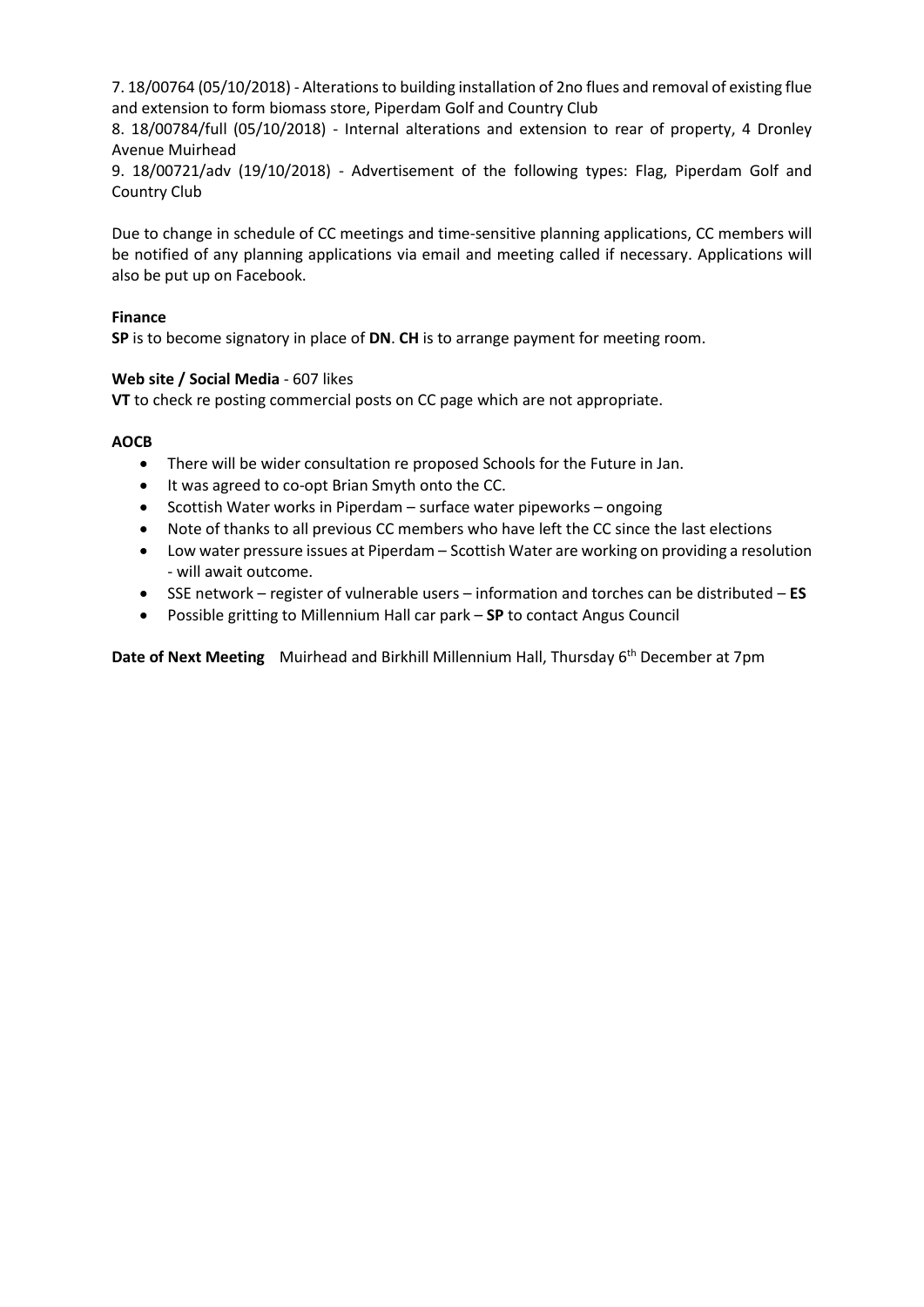7. 18/00764 (05/10/2018) - Alterations to building installation of 2no flues and removal of existing flue and extension to form biomass store, Piperdam Golf and Country Club

8. 18/00784/full (05/10/2018) - Internal alterations and extension to rear of property, 4 Dronley Avenue Muirhead

9. 18/00721/adv (19/10/2018) - Advertisement of the following types: Flag, Piperdam Golf and Country Club

Due to change in schedule of CC meetings and time-sensitive planning applications, CC members will be notified of any planning applications via email and meeting called if necessary. Applications will also be put up on Facebook.

**Finance**

**SP** is to become signatory in place of **DN**. **CH** is to arrange payment for meeting room.

**Web site / Social Media** - 607 likes

**VT** to check re posting commercial posts on CC page which are not appropriate.

**AOCB**

- There will be wider consultation re proposed Schools for the Future in Jan.
- It was agreed to co-opt Brian Smyth onto the CC.
- Scottish Water works in Piperdam – surface water pipeworks – ongoing
- Note of thanks to all previous CC members who have left the CC since the last elections
- Low water pressure issues at Piperdam – Scottish Water are working on providing a resolution - will await outcome.
- SSE network – register of vulnerable users – information and torches can be distributed – **ES**
- Possible gritting to Millennium Hall car park – **SP** to contact Angus Council

**Date of Next Meeting** Muirhead and Birkhill Millennium Hall, Thursday 6th December at 7pm